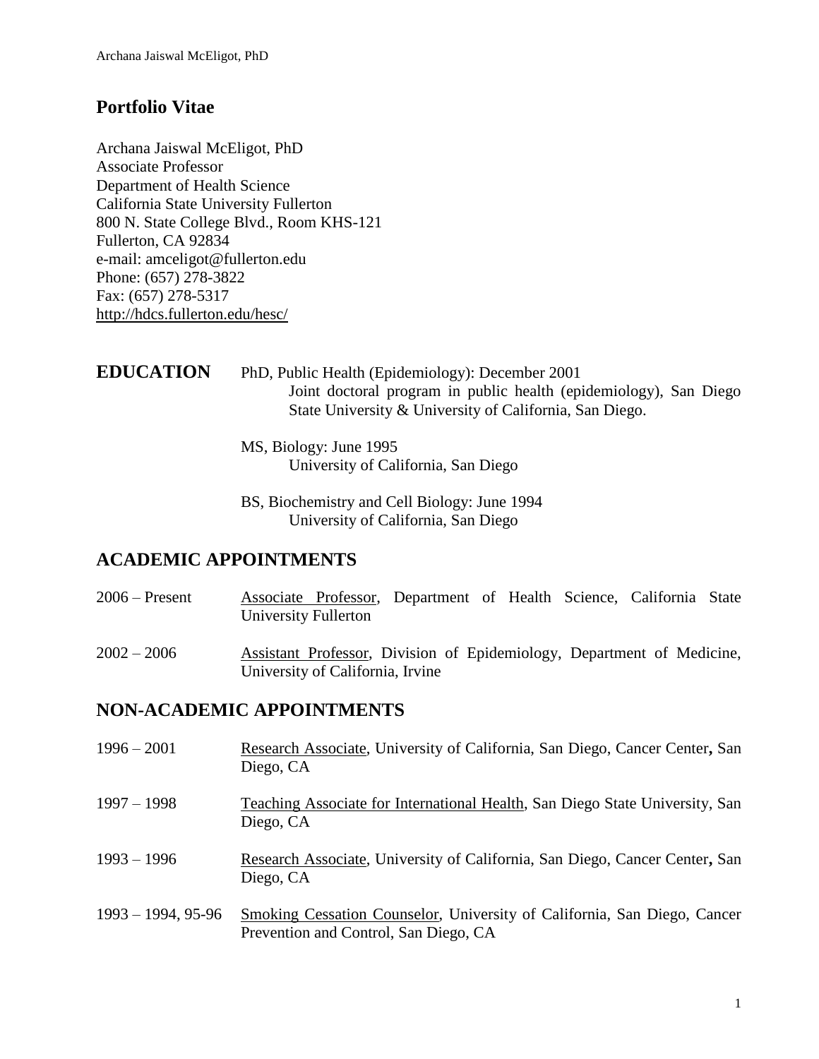# Portfolio Vitae

Archana Jaiswal McEligot, PhD
Associate Professor
Department of Health Science
California State University Fullerton
800 N. State College Blvd., Room KHS-121
Fullerton, CA 92834
e-mail: amceligot@fullerton.edu
Phone: (657) 278-3822
Fax: (657) 278-5317
http://hdcs.fullerton.edu/hesc/

## EDUCATION

PhD, Public Health (Epidemiology): December 2001
Joint doctoral program in public health (epidemiology), San Diego State University & University of California, San Diego.

MS, Biology: June 1995
University of California, San Diego

BS, Biochemistry and Cell Biology: June 1994
University of California, San Diego

## ACADEMIC APPOINTMENTS

| | |
|---|---|
| 2006 – Present | Associate Professor, Department of Health Science, California State University Fullerton |
| 2002 – 2006 | Assistant Professor, Division of Epidemiology, Department of Medicine, University of California, Irvine |

## NON-ACADEMIC APPOINTMENTS

| | |
|---|---|
| 1996 – 2001 | Research Associate, University of California, San Diego, Cancer Center**,** San Diego, CA |
| 1997 – 1998 | Teaching Associate for International Health, San Diego State University, San Diego, CA |
| 1993 – 1996 | Research Associate, University of California, San Diego, Cancer Center**,** San Diego, CA |
| 1993 – 1994, 95-96 | Smoking Cessation Counselor, University of California, San Diego, Cancer Prevention and Control, San Diego, CA |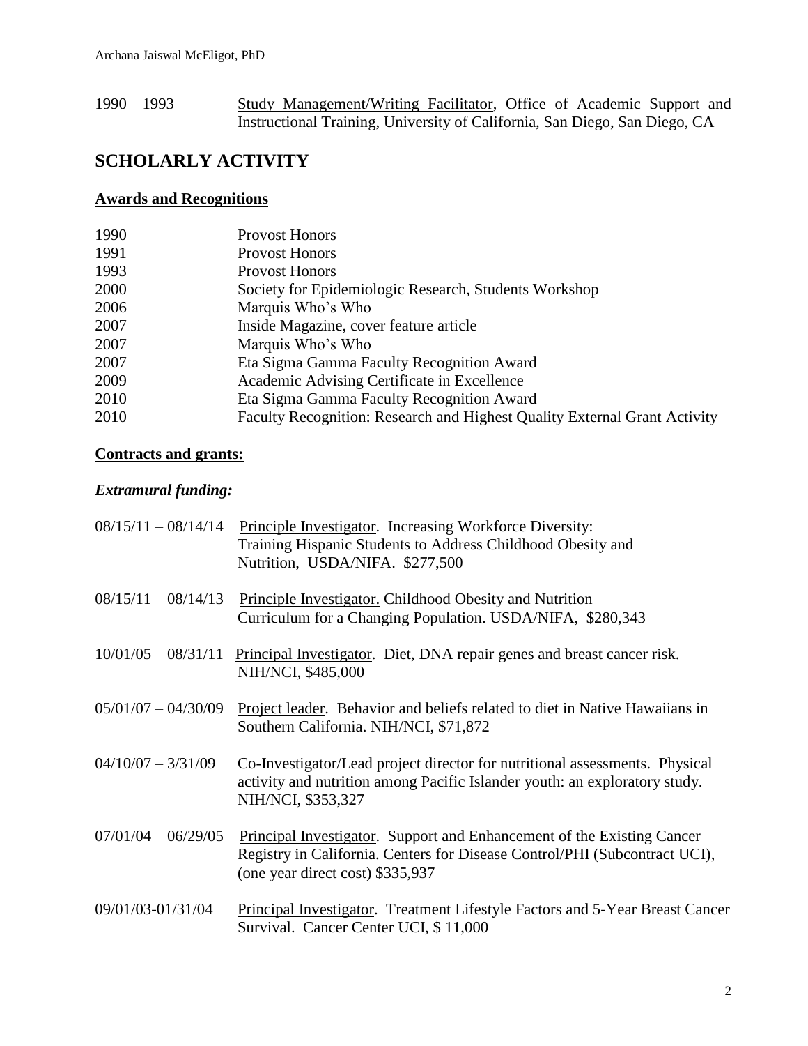1990 – 1993 Study Management/Writing Facilitator, Office of Academic Support and Instructional Training, University of California, San Diego, San Diego, CA

## SCHOLARLY ACTIVITY

### Awards and Recognitions

| | |
|---|---|
| 1990 | Provost Honors |
| 1991 | Provost Honors |
| 1993 | Provost Honors |
| 2000 | Society for Epidemiologic Research, Students Workshop |
| 2006 | Marquis Who's Who |
| 2007 | Inside Magazine, cover feature article |
| 2007 | Marquis Who's Who |
| 2007 | Eta Sigma Gamma Faculty Recognition Award |
| 2009 | Academic Advising Certificate in Excellence |
| 2010 | Eta Sigma Gamma Faculty Recognition Award |
| 2010 | Faculty Recognition: Research and Highest Quality External Grant Activity |

### Contracts and grants:

#### *Extramural funding:*

08/15/11 – 08/14/14 Principle Investigator. Increasing Workforce Diversity: Training Hispanic Students to Address Childhood Obesity and Nutrition, USDA/NIFA. $277,500

08/15/11 – 08/14/13 Principle Investigator. Childhood Obesity and Nutrition Curriculum for a Changing Population. USDA/NIFA, $280,343

10/01/05 – 08/31/11 Principal Investigator. Diet, DNA repair genes and breast cancer risk. NIH/NCI, $485,000

05/01/07 – 04/30/09 Project leader. Behavior and beliefs related to diet in Native Hawaiians in Southern California. NIH/NCI, $71,872

04/10/07 – 3/31/09 Co-Investigator/Lead project director for nutritional assessments. Physical activity and nutrition among Pacific Islander youth: an exploratory study. NIH/NCI, $353,327

07/01/04 – 06/29/05 Principal Investigator. Support and Enhancement of the Existing Cancer Registry in California. Centers for Disease Control/PHI (Subcontract UCI), (one year direct cost) $335,937

09/01/03-01/31/04 Principal Investigator. Treatment Lifestyle Factors and 5-Year Breast Cancer Survival. Cancer Center UCI, $ 11,000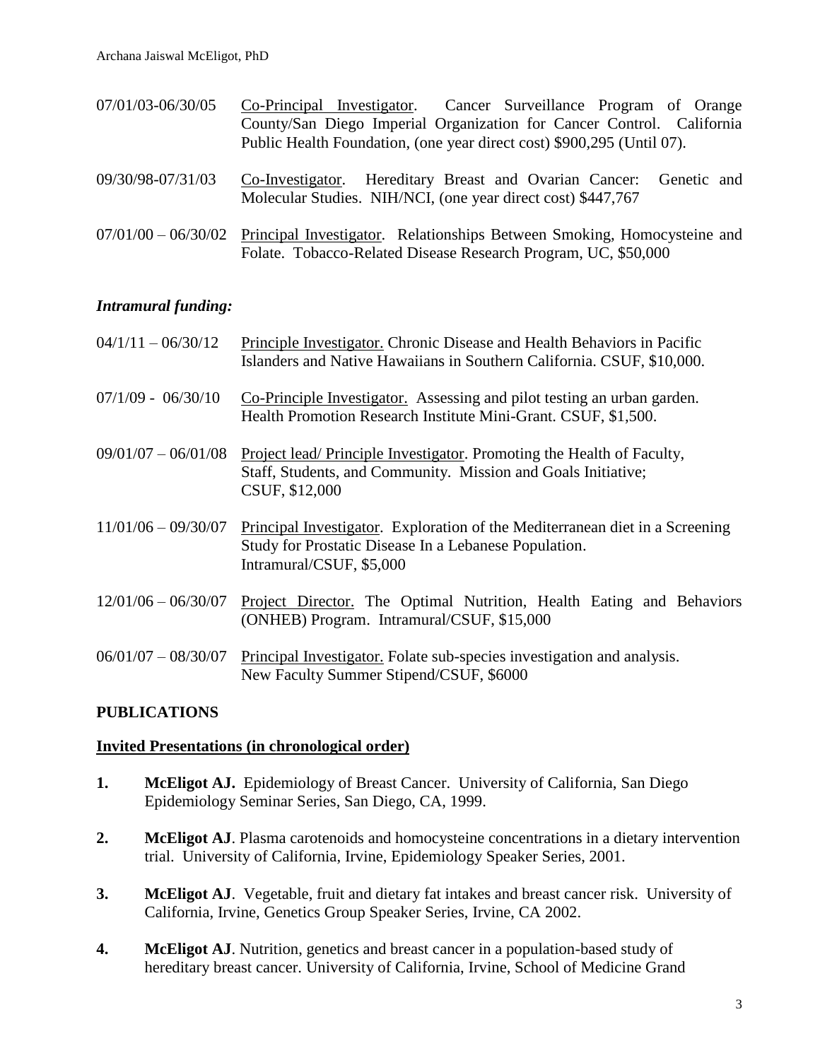07/01/03-06/30/05 Co-Principal Investigator. Cancer Surveillance Program of Orange County/San Diego Imperial Organization for Cancer Control. California Public Health Foundation, (one year direct cost) $900,295 (Until 07).

09/30/98-07/31/03 Co-Investigator. Hereditary Breast and Ovarian Cancer: Genetic and Molecular Studies. NIH/NCI, (one year direct cost) $447,767

07/01/00 – 06/30/02 Principal Investigator. Relationships Between Smoking, Homocysteine and Folate. Tobacco-Related Disease Research Program, UC, $50,000

### *Intramural funding:*

04/1/11 – 06/30/12 Principle Investigator. Chronic Disease and Health Behaviors in Pacific Islanders and Native Hawaiians in Southern California. CSUF, $10,000.

07/1/09 - 06/30/10 Co-Principle Investigator. Assessing and pilot testing an urban garden. Health Promotion Research Institute Mini-Grant. CSUF, $1,500.

09/01/07 – 06/01/08 Project lead/ Principle Investigator. Promoting the Health of Faculty, Staff, Students, and Community. Mission and Goals Initiative; CSUF, $12,000

11/01/06 – 09/30/07 Principal Investigator. Exploration of the Mediterranean diet in a Screening Study for Prostatic Disease In a Lebanese Population. Intramural/CSUF, $5,000

12/01/06 – 06/30/07 Project Director. The Optimal Nutrition, Health Eating and Behaviors (ONHEB) Program. Intramural/CSUF, $15,000

06/01/07 – 08/30/07 Principal Investigator. Folate sub-species investigation and analysis. New Faculty Summer Stipend/CSUF, $6000

## PUBLICATIONS

### Invited Presentations (in chronological order)

1. **McEligot AJ.** Epidemiology of Breast Cancer. University of California, San Diego Epidemiology Seminar Series, San Diego, CA, 1999.

2. **McEligot AJ**. Plasma carotenoids and homocysteine concentrations in a dietary intervention trial. University of California, Irvine, Epidemiology Speaker Series, 2001.

3. **McEligot AJ**. Vegetable, fruit and dietary fat intakes and breast cancer risk. University of California, Irvine, Genetics Group Speaker Series, Irvine, CA 2002.

4. **McEligot AJ**. Nutrition, genetics and breast cancer in a population-based study of hereditary breast cancer. University of California, Irvine, School of Medicine Grand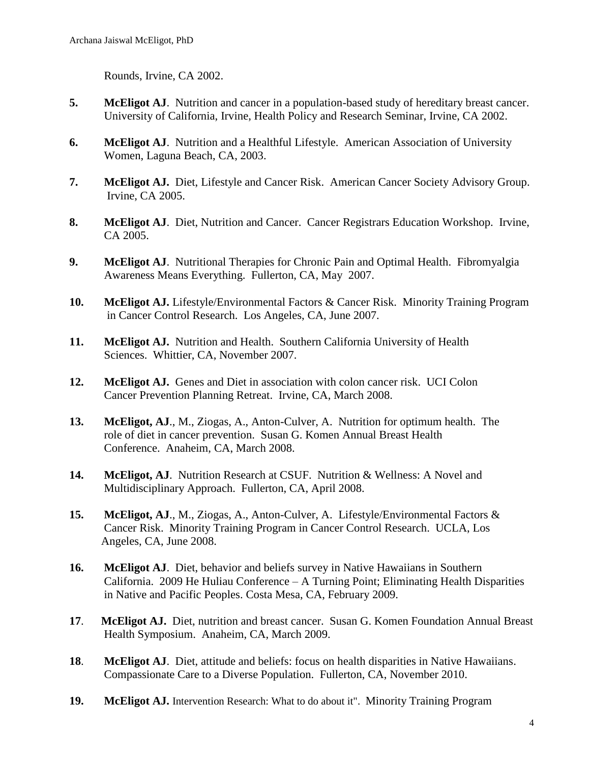Rounds, Irvine, CA 2002.

**5.** **McEligot AJ**. Nutrition and cancer in a population-based study of hereditary breast cancer. University of California, Irvine, Health Policy and Research Seminar, Irvine, CA 2002.

**6.** **McEligot AJ**. Nutrition and a Healthful Lifestyle. American Association of University Women, Laguna Beach, CA, 2003.

**7.** **McEligot AJ.** Diet, Lifestyle and Cancer Risk. American Cancer Society Advisory Group. Irvine, CA 2005.

**8.** **McEligot AJ**. Diet, Nutrition and Cancer. Cancer Registrars Education Workshop. Irvine, CA 2005.

**9.** **McEligot AJ**. Nutritional Therapies for Chronic Pain and Optimal Health. Fibromyalgia Awareness Means Everything. Fullerton, CA, May 2007.

**10.** **McEligot AJ.** Lifestyle/Environmental Factors & Cancer Risk. Minority Training Program in Cancer Control Research. Los Angeles, CA, June 2007.

**11.** **McEligot AJ.** Nutrition and Health. Southern California University of Health Sciences. Whittier, CA, November 2007.

**12.** **McEligot AJ.** Genes and Diet in association with colon cancer risk. UCI Colon Cancer Prevention Planning Retreat. Irvine, CA, March 2008.

**13.** **McEligot, AJ**., M., Ziogas, A., Anton-Culver, A. Nutrition for optimum health. The role of diet in cancer prevention. Susan G. Komen Annual Breast Health Conference. Anaheim, CA, March 2008.

**14.** **McEligot, AJ**. Nutrition Research at CSUF. Nutrition & Wellness: A Novel and Multidisciplinary Approach. Fullerton, CA, April 2008.

**15.** **McEligot, AJ**., M., Ziogas, A., Anton-Culver, A. Lifestyle/Environmental Factors & Cancer Risk. Minority Training Program in Cancer Control Research. UCLA, Los Angeles, CA, June 2008.

**16.** **McEligot AJ**. Diet, behavior and beliefs survey in Native Hawaiians in Southern California. 2009 He Huliau Conference – A Turning Point; Eliminating Health Disparities in Native and Pacific Peoples. Costa Mesa, CA, February 2009.

**17**. **McEligot AJ.** Diet, nutrition and breast cancer. Susan G. Komen Foundation Annual Breast Health Symposium. Anaheim, CA, March 2009.

**18**. **McEligot AJ**. Diet, attitude and beliefs: focus on health disparities in Native Hawaiians. Compassionate Care to a Diverse Population. Fullerton, CA, November 2010.

**19.** **McEligot AJ.** Intervention Research: What to do about it". Minority Training Program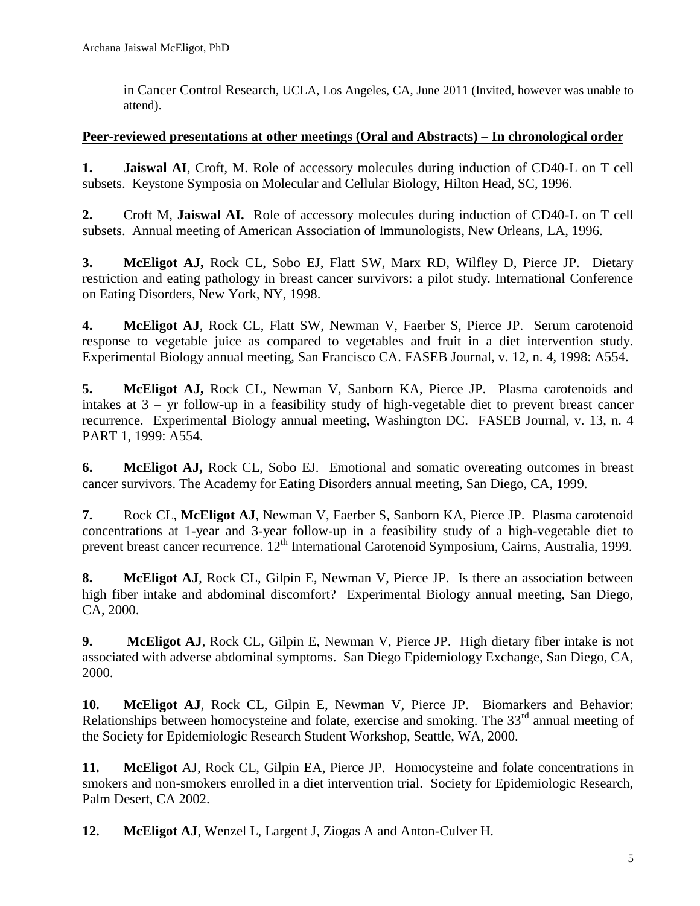in Cancer Control Research, UCLA, Los Angeles, CA, June 2011 (Invited, however was unable to attend).

**Peer-reviewed presentations at other meetings (Oral and Abstracts) – In chronological order**

**1.** **Jaiswal AI**, Croft, M. Role of accessory molecules during induction of CD40-L on T cell subsets. Keystone Symposia on Molecular and Cellular Biology, Hilton Head, SC, 1996.

**2.** Croft M, **Jaiswal AI.** Role of accessory molecules during induction of CD40-L on T cell subsets. Annual meeting of American Association of Immunologists, New Orleans, LA, 1996.

**3.** **McEligot AJ,** Rock CL, Sobo EJ, Flatt SW, Marx RD, Wilfley D, Pierce JP. Dietary restriction and eating pathology in breast cancer survivors: a pilot study. International Conference on Eating Disorders, New York, NY, 1998.

**4.** **McEligot AJ**, Rock CL, Flatt SW, Newman V, Faerber S, Pierce JP. Serum carotenoid response to vegetable juice as compared to vegetables and fruit in a diet intervention study. Experimental Biology annual meeting, San Francisco CA. FASEB Journal, v. 12, n. 4, 1998: A554.

**5.** **McEligot AJ,** Rock CL, Newman V, Sanborn KA, Pierce JP. Plasma carotenoids and intakes at 3 – yr follow-up in a feasibility study of high-vegetable diet to prevent breast cancer recurrence. Experimental Biology annual meeting, Washington DC. FASEB Journal, v. 13, n. 4 PART 1, 1999: A554.

**6.** **McEligot AJ,** Rock CL, Sobo EJ. Emotional and somatic overeating outcomes in breast cancer survivors. The Academy for Eating Disorders annual meeting, San Diego, CA, 1999.

**7.** Rock CL, **McEligot AJ**, Newman V, Faerber S, Sanborn KA, Pierce JP. Plasma carotenoid concentrations at 1-year and 3-year follow-up in a feasibility study of a high-vegetable diet to prevent breast cancer recurrence. 12th International Carotenoid Symposium, Cairns, Australia, 1999.

**8.** **McEligot AJ**, Rock CL, Gilpin E, Newman V, Pierce JP. Is there an association between high fiber intake and abdominal discomfort? Experimental Biology annual meeting, San Diego, CA, 2000.

**9.** **McEligot AJ**, Rock CL, Gilpin E, Newman V, Pierce JP. High dietary fiber intake is not associated with adverse abdominal symptoms. San Diego Epidemiology Exchange, San Diego, CA, 2000.

**10.** **McEligot AJ**, Rock CL, Gilpin E, Newman V, Pierce JP. Biomarkers and Behavior: Relationships between homocysteine and folate, exercise and smoking. The 33rd annual meeting of the Society for Epidemiologic Research Student Workshop, Seattle, WA, 2000.

**11.** **McEligot** AJ, Rock CL, Gilpin EA, Pierce JP. Homocysteine and folate concentrations in smokers and non-smokers enrolled in a diet intervention trial. Society for Epidemiologic Research, Palm Desert, CA 2002.

**12.** **McEligot AJ**, Wenzel L, Largent J, Ziogas A and Anton-Culver H.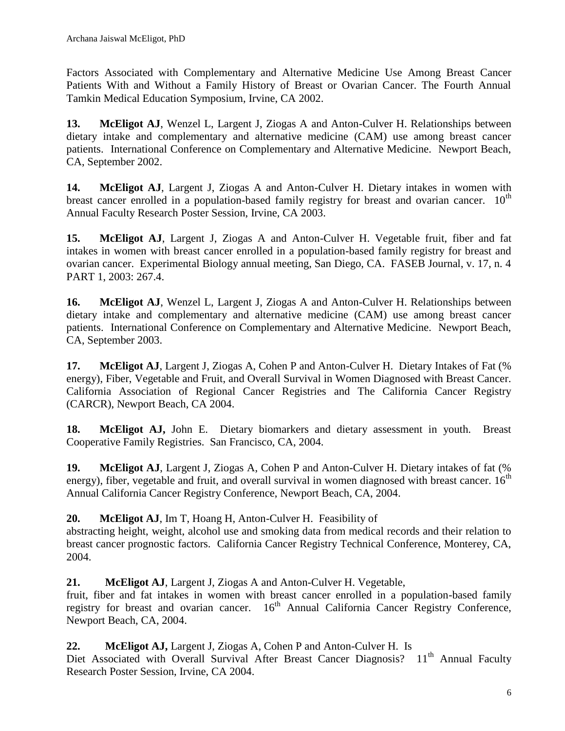Factors Associated with Complementary and Alternative Medicine Use Among Breast Cancer Patients With and Without a Family History of Breast or Ovarian Cancer. The Fourth Annual Tamkin Medical Education Symposium, Irvine, CA 2002.

**13.** **McEligot AJ**, Wenzel L, Largent J, Ziogas A and Anton-Culver H. Relationships between dietary intake and complementary and alternative medicine (CAM) use among breast cancer patients. International Conference on Complementary and Alternative Medicine. Newport Beach, CA, September 2002.

**14.** **McEligot AJ**, Largent J, Ziogas A and Anton-Culver H. Dietary intakes in women with breast cancer enrolled in a population-based family registry for breast and ovarian cancer. 10th Annual Faculty Research Poster Session, Irvine, CA 2003.

**15.** **McEligot AJ**, Largent J, Ziogas A and Anton-Culver H. Vegetable fruit, fiber and fat intakes in women with breast cancer enrolled in a population-based family registry for breast and ovarian cancer. Experimental Biology annual meeting, San Diego, CA. FASEB Journal, v. 17, n. 4 PART 1, 2003: 267.4.

**16.** **McEligot AJ**, Wenzel L, Largent J, Ziogas A and Anton-Culver H. Relationships between dietary intake and complementary and alternative medicine (CAM) use among breast cancer patients. International Conference on Complementary and Alternative Medicine. Newport Beach, CA, September 2003.

**17.** **McEligot AJ**, Largent J, Ziogas A, Cohen P and Anton-Culver H. Dietary Intakes of Fat (% energy), Fiber, Vegetable and Fruit, and Overall Survival in Women Diagnosed with Breast Cancer. California Association of Regional Cancer Registries and The California Cancer Registry (CARCR), Newport Beach, CA 2004.

**18.** **McEligot AJ,** John E. Dietary biomarkers and dietary assessment in youth. Breast Cooperative Family Registries. San Francisco, CA, 2004.

**19.** **McEligot AJ**, Largent J, Ziogas A, Cohen P and Anton-Culver H. Dietary intakes of fat (% energy), fiber, vegetable and fruit, and overall survival in women diagnosed with breast cancer. 16th Annual California Cancer Registry Conference, Newport Beach, CA, 2004.

**20.** **McEligot AJ**, Im T, Hoang H, Anton-Culver H. Feasibility of abstracting height, weight, alcohol use and smoking data from medical records and their relation to breast cancer prognostic factors. California Cancer Registry Technical Conference, Monterey, CA, 2004.

**21.** **McEligot AJ**, Largent J, Ziogas A and Anton-Culver H. Vegetable, fruit, fiber and fat intakes in women with breast cancer enrolled in a population-based family registry for breast and ovarian cancer. 16th Annual California Cancer Registry Conference, Newport Beach, CA, 2004.

**22.** **McEligot AJ,** Largent J, Ziogas A, Cohen P and Anton-Culver H. Is Diet Associated with Overall Survival After Breast Cancer Diagnosis? 11th Annual Faculty Research Poster Session, Irvine, CA 2004.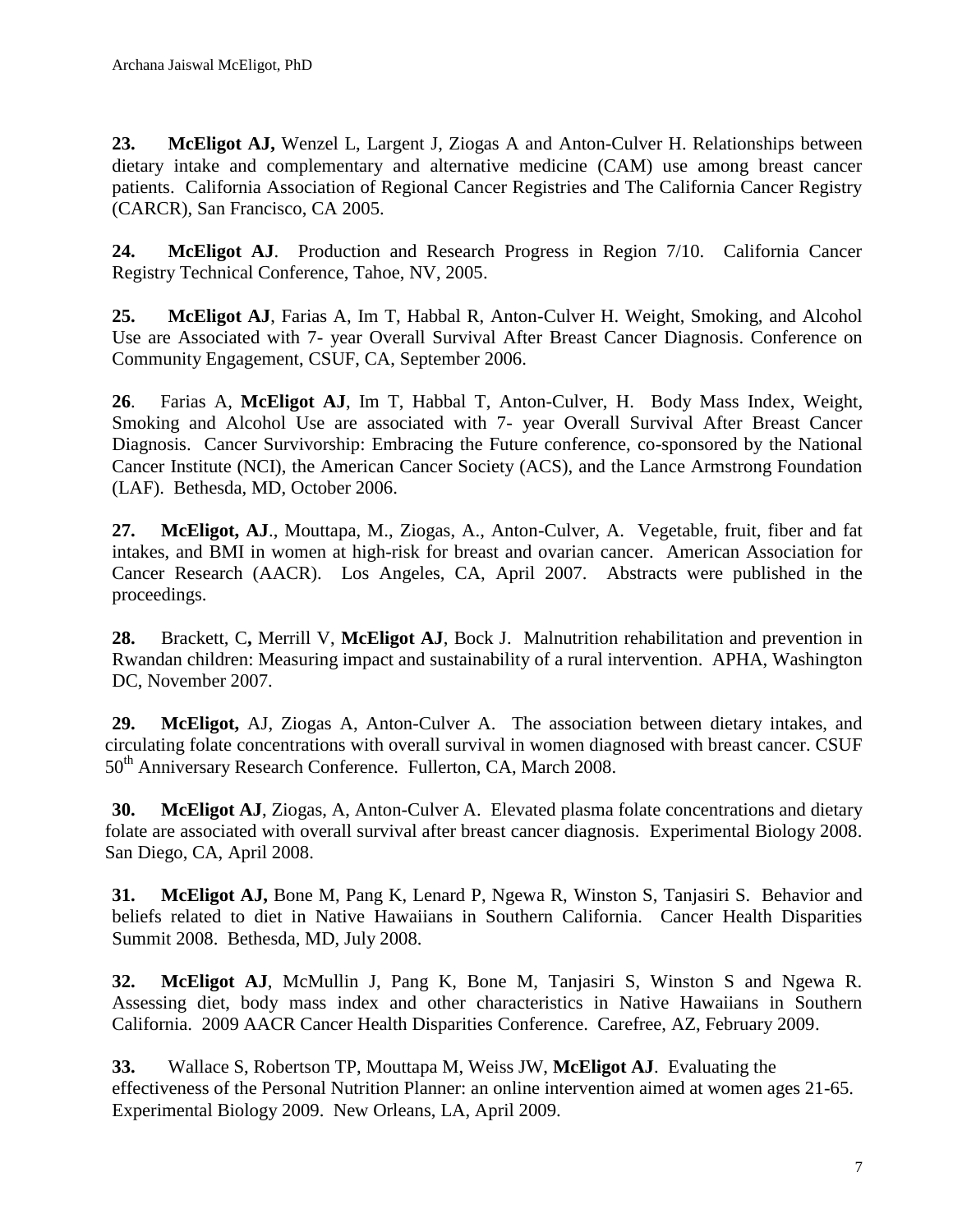**23.** **McEligot AJ,** Wenzel L, Largent J, Ziogas A and Anton-Culver H. Relationships between dietary intake and complementary and alternative medicine (CAM) use among breast cancer patients. California Association of Regional Cancer Registries and The California Cancer Registry (CARCR), San Francisco, CA 2005.

**24.** **McEligot AJ**. Production and Research Progress in Region 7/10. California Cancer Registry Technical Conference, Tahoe, NV, 2005.

**25.** **McEligot AJ**, Farias A, Im T, Habbal R, Anton-Culver H. Weight, Smoking, and Alcohol Use are Associated with 7- year Overall Survival After Breast Cancer Diagnosis. Conference on Community Engagement, CSUF, CA, September 2006.

**26**. Farias A, **McEligot AJ**, Im T, Habbal T, Anton-Culver, H. Body Mass Index, Weight, Smoking and Alcohol Use are associated with 7- year Overall Survival After Breast Cancer Diagnosis. Cancer Survivorship: Embracing the Future conference, co-sponsored by the National Cancer Institute (NCI), the American Cancer Society (ACS), and the Lance Armstrong Foundation (LAF). Bethesda, MD, October 2006.

**27.** **McEligot, AJ**., Mouttapa, M., Ziogas, A., Anton-Culver, A. Vegetable, fruit, fiber and fat intakes, and BMI in women at high-risk for breast and ovarian cancer. American Association for Cancer Research (AACR). Los Angeles, CA, April 2007. Abstracts were published in the proceedings.

**28.** Brackett, C**,** Merrill V, **McEligot AJ**, Bock J. Malnutrition rehabilitation and prevention in Rwandan children: Measuring impact and sustainability of a rural intervention. APHA, Washington DC, November 2007.

**29.** **McEligot,** AJ, Ziogas A, Anton-Culver A. The association between dietary intakes, and circulating folate concentrations with overall survival in women diagnosed with breast cancer. CSUF 50th Anniversary Research Conference. Fullerton, CA, March 2008.

**30.** **McEligot AJ**, Ziogas, A, Anton-Culver A. Elevated plasma folate concentrations and dietary folate are associated with overall survival after breast cancer diagnosis. Experimental Biology 2008. San Diego, CA, April 2008.

**31.** **McEligot AJ,** Bone M, Pang K, Lenard P, Ngewa R, Winston S, Tanjasiri S. Behavior and beliefs related to diet in Native Hawaiians in Southern California. Cancer Health Disparities Summit 2008. Bethesda, MD, July 2008.

**32.** **McEligot AJ**, McMullin J, Pang K, Bone M, Tanjasiri S, Winston S and Ngewa R. Assessing diet, body mass index and other characteristics in Native Hawaiians in Southern California. 2009 AACR Cancer Health Disparities Conference. Carefree, AZ, February 2009.

**33.** Wallace S, Robertson TP, Mouttapa M, Weiss JW, **McEligot AJ**. Evaluating the effectiveness of the Personal Nutrition Planner: an online intervention aimed at women ages 21-65. Experimental Biology 2009. New Orleans, LA, April 2009.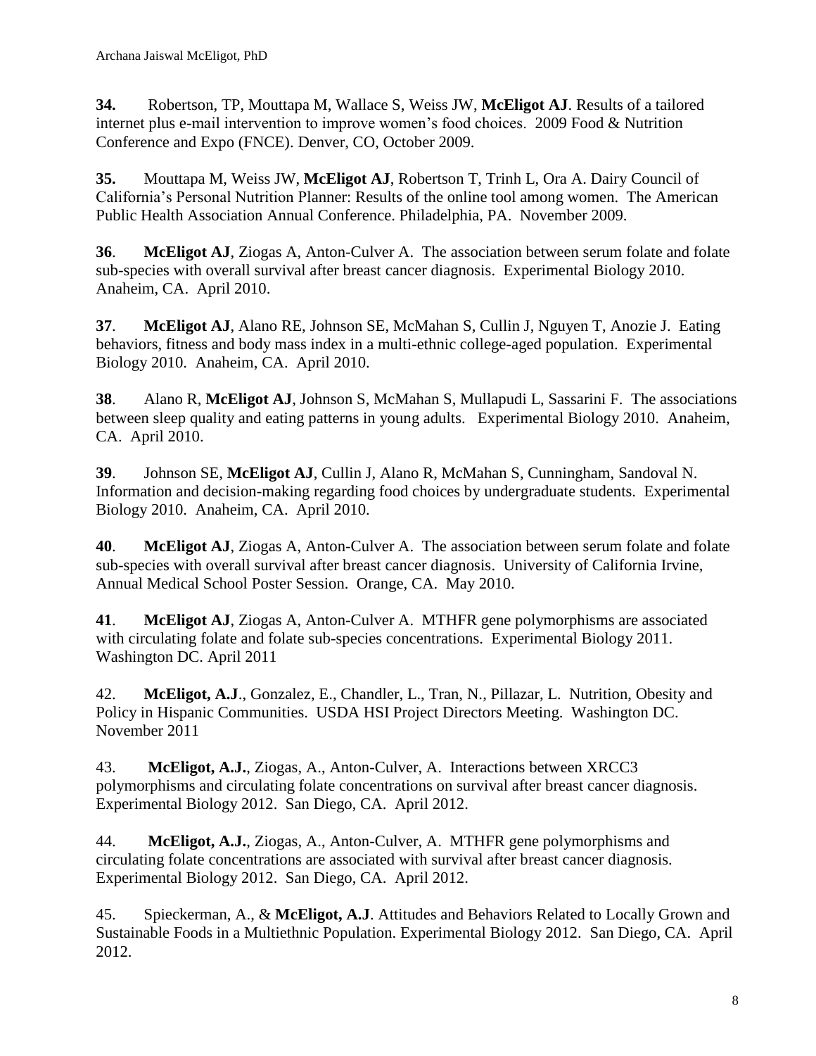**34.** Robertson, TP, Mouttapa M, Wallace S, Weiss JW, **McEligot AJ**. Results of a tailored internet plus e-mail intervention to improve women's food choices. 2009 Food & Nutrition Conference and Expo (FNCE). Denver, CO, October 2009.

**35.** Mouttapa M, Weiss JW, **McEligot AJ**, Robertson T, Trinh L, Ora A. Dairy Council of California's Personal Nutrition Planner: Results of the online tool among women. The American Public Health Association Annual Conference. Philadelphia, PA. November 2009.

**36**. **McEligot AJ**, Ziogas A, Anton-Culver A. The association between serum folate and folate sub-species with overall survival after breast cancer diagnosis. Experimental Biology 2010. Anaheim, CA. April 2010.

**37**. **McEligot AJ**, Alano RE, Johnson SE, McMahan S, Cullin J, Nguyen T, Anozie J. Eating behaviors, fitness and body mass index in a multi-ethnic college-aged population. Experimental Biology 2010. Anaheim, CA. April 2010.

**38**. Alano R, **McEligot AJ**, Johnson S, McMahan S, Mullapudi L, Sassarini F. The associations between sleep quality and eating patterns in young adults. Experimental Biology 2010. Anaheim, CA. April 2010.

**39**. Johnson SE, **McEligot AJ**, Cullin J, Alano R, McMahan S, Cunningham, Sandoval N. Information and decision-making regarding food choices by undergraduate students. Experimental Biology 2010. Anaheim, CA. April 2010.

**40**. **McEligot AJ**, Ziogas A, Anton-Culver A. The association between serum folate and folate sub-species with overall survival after breast cancer diagnosis. University of California Irvine, Annual Medical School Poster Session. Orange, CA. May 2010.

**41**. **McEligot AJ**, Ziogas A, Anton-Culver A. MTHFR gene polymorphisms are associated with circulating folate and folate sub-species concentrations. Experimental Biology 2011. Washington DC. April 2011

42. **McEligot, A.J**., Gonzalez, E., Chandler, L., Tran, N., Pillazar, L. Nutrition, Obesity and Policy in Hispanic Communities. USDA HSI Project Directors Meeting. Washington DC. November 2011

43. **McEligot, A.J.**, Ziogas, A., Anton-Culver, A. Interactions between XRCC3 polymorphisms and circulating folate concentrations on survival after breast cancer diagnosis. Experimental Biology 2012. San Diego, CA. April 2012.

44. **McEligot, A.J.**, Ziogas, A., Anton-Culver, A. MTHFR gene polymorphisms and circulating folate concentrations are associated with survival after breast cancer diagnosis. Experimental Biology 2012. San Diego, CA. April 2012.

45. Spieckerman, A., & **McEligot, A.J**. Attitudes and Behaviors Related to Locally Grown and Sustainable Foods in a Multiethnic Population. Experimental Biology 2012. San Diego, CA. April 2012.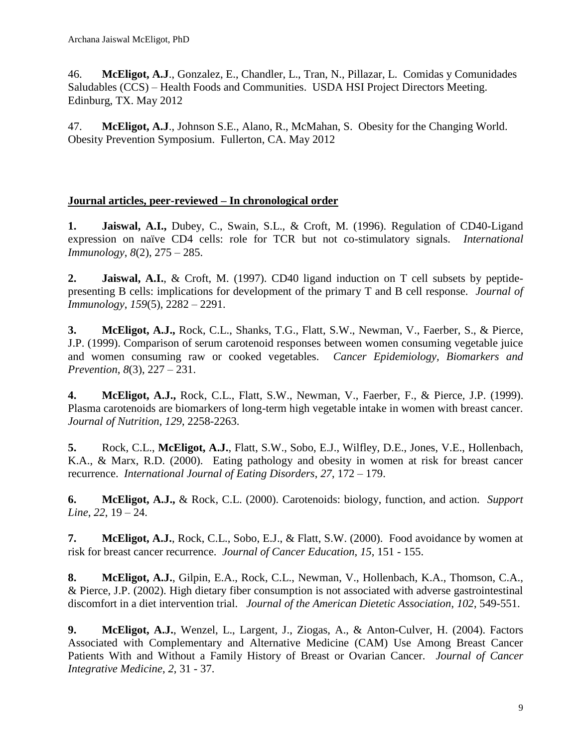46. **McEligot, A.J**., Gonzalez, E., Chandler, L., Tran, N., Pillazar, L. Comidas y Comunidades Saludables (CCS) – Health Foods and Communities. USDA HSI Project Directors Meeting. Edinburg, TX. May 2012

47. **McEligot, A.J**., Johnson S.E., Alano, R., McMahan, S. Obesity for the Changing World. Obesity Prevention Symposium. Fullerton, CA. May 2012

## Journal articles, peer-reviewed – In chronological order

**1.** **Jaiswal, A.I.,** Dubey, C., Swain, S.L., & Croft, M. (1996). Regulation of CD40-Ligand expression on naïve CD4 cells: role for TCR but not co-stimulatory signals. *International Immunology*, *8*(2), 275 – 285.

**2.** **Jaiswal, A.I.**, & Croft, M. (1997). CD40 ligand induction on T cell subsets by peptide-presenting B cells: implications for development of the primary T and B cell response. *Journal of Immunology*, *159*(5), 2282 – 2291.

**3.** **McEligot, A.J.,** Rock, C.L., Shanks, T.G., Flatt, S.W., Newman, V., Faerber, S., & Pierce, J.P. (1999). Comparison of serum carotenoid responses between women consuming vegetable juice and women consuming raw or cooked vegetables. *Cancer Epidemiology, Biomarkers and Prevention*, *8*(3), 227 – 231.

**4.** **McEligot, A.J.,** Rock, C.L., Flatt, S.W., Newman, V., Faerber, F., & Pierce, J.P. (1999). Plasma carotenoids are biomarkers of long-term high vegetable intake in women with breast cancer. *Journal of Nutrition*, *129*, 2258-2263.

**5.** Rock, C.L., **McEligot, A.J.**, Flatt, S.W., Sobo, E.J., Wilfley, D.E., Jones, V.E., Hollenbach, K.A., & Marx, R.D. (2000). Eating pathology and obesity in women at risk for breast cancer recurrence. *International Journal of Eating Disorders*, *27*, 172 – 179.

**6.** **McEligot, A.J.,** & Rock, C.L. (2000). Carotenoids: biology, function, and action. *Support Line*, *22*, 19 – 24.

**7.** **McEligot, A.J.**, Rock, C.L., Sobo, E.J., & Flatt, S.W. (2000). Food avoidance by women at risk for breast cancer recurrence. *Journal of Cancer Education*, *15*, 151 - 155.

**8.** **McEligot, A.J.**, Gilpin, E.A., Rock, C.L., Newman, V., Hollenbach, K.A., Thomson, C.A., & Pierce, J.P. (2002). High dietary fiber consumption is not associated with adverse gastrointestinal discomfort in a diet intervention trial. *Journal of the American Dietetic Association*, *102*, 549-551.

**9.** **McEligot, A.J.**, Wenzel, L., Largent, J., Ziogas, A., & Anton-Culver, H. (2004). Factors Associated with Complementary and Alternative Medicine (CAM) Use Among Breast Cancer Patients With and Without a Family History of Breast or Ovarian Cancer. *Journal of Cancer Integrative Medicine*, *2*, 31 - 37.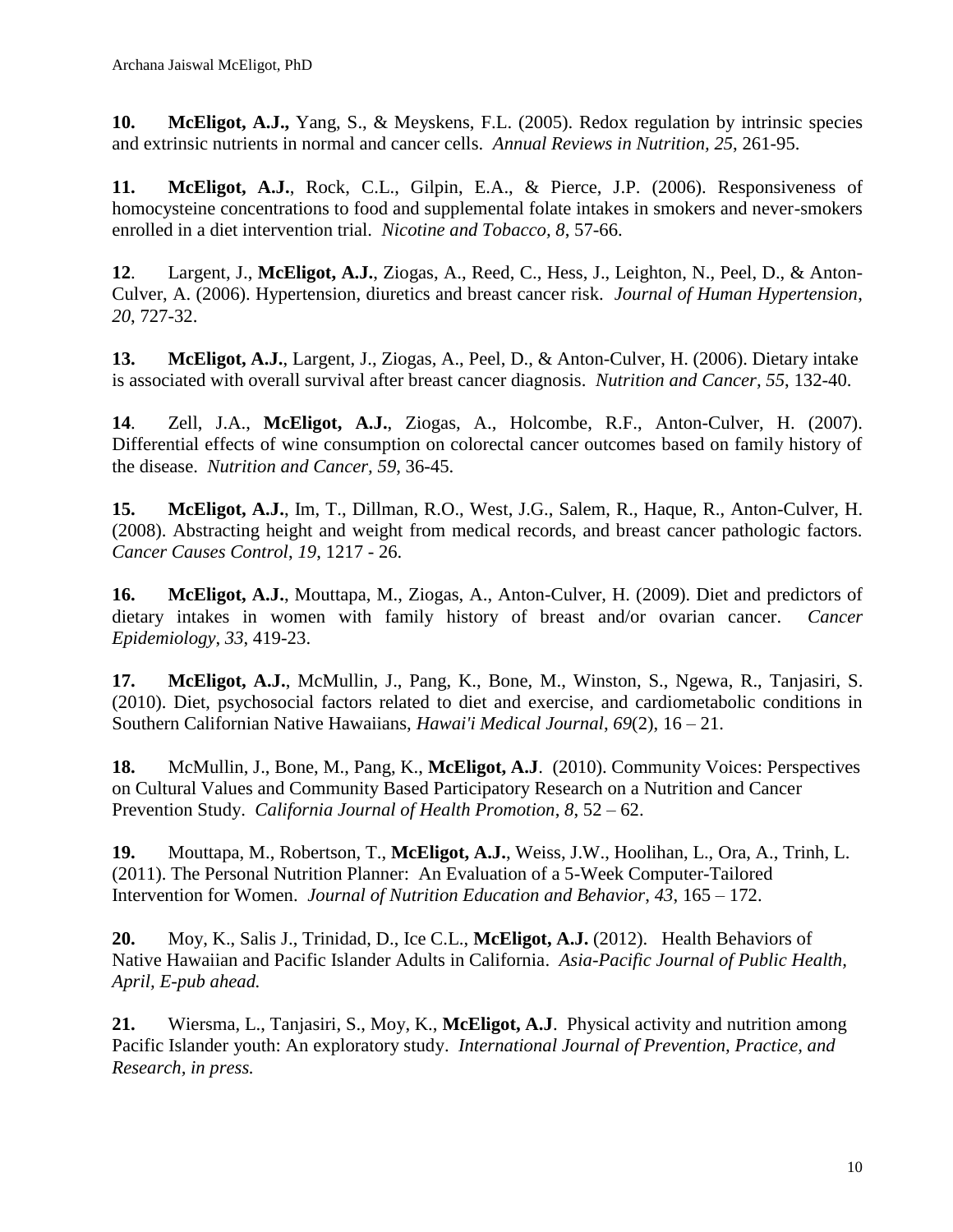**10.** **McEligot, A.J.,** Yang, S., & Meyskens, F.L. (2005). Redox regulation by intrinsic species and extrinsic nutrients in normal and cancer cells. *Annual Reviews in Nutrition, 25*, 261-95.

**11.** **McEligot, A.J.**, Rock, C.L., Gilpin, E.A., & Pierce, J.P. (2006). Responsiveness of homocysteine concentrations to food and supplemental folate intakes in smokers and never-smokers enrolled in a diet intervention trial. *Nicotine and Tobacco, 8*, 57-66.

**12**. Largent, J., **McEligot, A.J.**, Ziogas, A., Reed, C., Hess, J., Leighton, N., Peel, D., & Anton-Culver, A. (2006). Hypertension, diuretics and breast cancer risk. *Journal of Human Hypertension*, *20*, 727-32.

**13.** **McEligot, A.J.**, Largent, J., Ziogas, A., Peel, D., & Anton-Culver, H. (2006). Dietary intake is associated with overall survival after breast cancer diagnosis. *Nutrition and Cancer, 55*, 132-40.

**14**. Zell, J.A., **McEligot, A.J.**, Ziogas, A., Holcombe, R.F., Anton-Culver, H. (2007). Differential effects of wine consumption on colorectal cancer outcomes based on family history of the disease. *Nutrition and Cancer, 59*, 36-45.

**15.** **McEligot, A.J.**, Im, T., Dillman, R.O., West, J.G., Salem, R., Haque, R., Anton-Culver, H. (2008). Abstracting height and weight from medical records, and breast cancer pathologic factors. *Cancer Causes Control*, *19*, 1217 - 26.

**16.** **McEligot, A.J.**, Mouttapa, M., Ziogas, A., Anton-Culver, H. (2009). Diet and predictors of dietary intakes in women with family history of breast and/or ovarian cancer. *Cancer Epidemiology, 33*, 419-23.

**17.** **McEligot, A.J.**, McMullin, J., Pang, K., Bone, M., Winston, S., Ngewa, R., Tanjasiri, S. (2010). Diet, psychosocial factors related to diet and exercise, and cardiometabolic conditions in Southern Californian Native Hawaiians, *Hawai'i Medical Journal*, *69*(2), 16 – 21.

**18.** McMullin, J., Bone, M., Pang, K., **McEligot, A.J**. (2010). Community Voices: Perspectives on Cultural Values and Community Based Participatory Research on a Nutrition and Cancer Prevention Study. *California Journal of Health Promotion*, *8*, 52 – 62.

**19.** Mouttapa, M., Robertson, T., **McEligot, A.J.**, Weiss, J.W., Hoolihan, L., Ora, A., Trinh, L. (2011). The Personal Nutrition Planner: An Evaluation of a 5-Week Computer-Tailored Intervention for Women. *Journal of Nutrition Education and Behavior*, *43*, 165 – 172.

**20.** Moy, K., Salis J., Trinidad, D., Ice C.L., **McEligot, A.J.** (2012). Health Behaviors of Native Hawaiian and Pacific Islander Adults in California. *Asia-Pacific Journal of Public Health, April, E-pub ahead.*

**21.** Wiersma, L., Tanjasiri, S., Moy, K., **McEligot, A.J**. Physical activity and nutrition among Pacific Islander youth: An exploratory study. *International Journal of Prevention, Practice, and Research, in press.*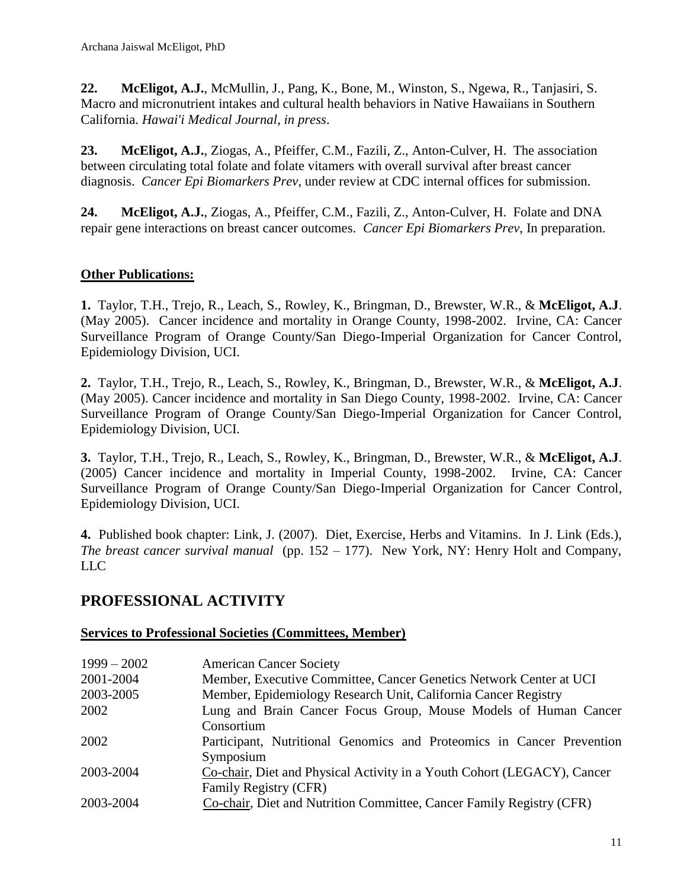**22.** **McEligot, A.J.**, McMullin, J., Pang, K., Bone, M., Winston, S., Ngewa, R., Tanjasiri, S. Macro and micronutrient intakes and cultural health behaviors in Native Hawaiians in Southern California. *Hawai'i Medical Journal*, *in press*.

**23.** **McEligot, A.J.**, Ziogas, A., Pfeiffer, C.M., Fazili, Z., Anton-Culver, H. The association between circulating total folate and folate vitamers with overall survival after breast cancer diagnosis. *Cancer Epi Biomarkers Prev*, under review at CDC internal offices for submission.

**24.** **McEligot, A.J.**, Ziogas, A., Pfeiffer, C.M., Fazili, Z., Anton-Culver, H. Folate and DNA repair gene interactions on breast cancer outcomes. *Cancer Epi Biomarkers Prev*, In preparation.

### Other Publications:

**1.** Taylor, T.H., Trejo, R., Leach, S., Rowley, K., Bringman, D., Brewster, W.R., & **McEligot, A.J**. (May 2005). Cancer incidence and mortality in Orange County, 1998-2002. Irvine, CA: Cancer Surveillance Program of Orange County/San Diego-Imperial Organization for Cancer Control, Epidemiology Division, UCI.

**2.** Taylor, T.H., Trejo, R., Leach, S., Rowley, K., Bringman, D., Brewster, W.R., & **McEligot, A.J**. (May 2005). Cancer incidence and mortality in San Diego County, 1998-2002. Irvine, CA: Cancer Surveillance Program of Orange County/San Diego-Imperial Organization for Cancer Control, Epidemiology Division, UCI.

**3.** Taylor, T.H., Trejo, R., Leach, S., Rowley, K., Bringman, D., Brewster, W.R., & **McEligot, A.J**. (2005) Cancer incidence and mortality in Imperial County, 1998-2002. Irvine, CA: Cancer Surveillance Program of Orange County/San Diego-Imperial Organization for Cancer Control, Epidemiology Division, UCI.

**4.** Published book chapter: Link, J. (2007). Diet, Exercise, Herbs and Vitamins. In J. Link (Eds.), *The breast cancer survival manual* (pp. 152 – 177). New York, NY: Henry Holt and Company, LLC

## PROFESSIONAL ACTIVITY

### Services to Professional Societies (Committees, Member)

| | |
|---|---|
| 1999 – 2002 | American Cancer Society |
| 2001-2004 | Member, Executive Committee, Cancer Genetics Network Center at UCI |
| 2003-2005 | Member, Epidemiology Research Unit, California Cancer Registry |
| 2002 | Lung and Brain Cancer Focus Group, Mouse Models of Human Cancer Consortium |
| 2002 | Participant, Nutritional Genomics and Proteomics in Cancer Prevention Symposium |
| 2003-2004 | Co-chair, Diet and Physical Activity in a Youth Cohort (LEGACY), Cancer Family Registry (CFR) |
| 2003-2004 | Co-chair, Diet and Nutrition Committee, Cancer Family Registry (CFR) |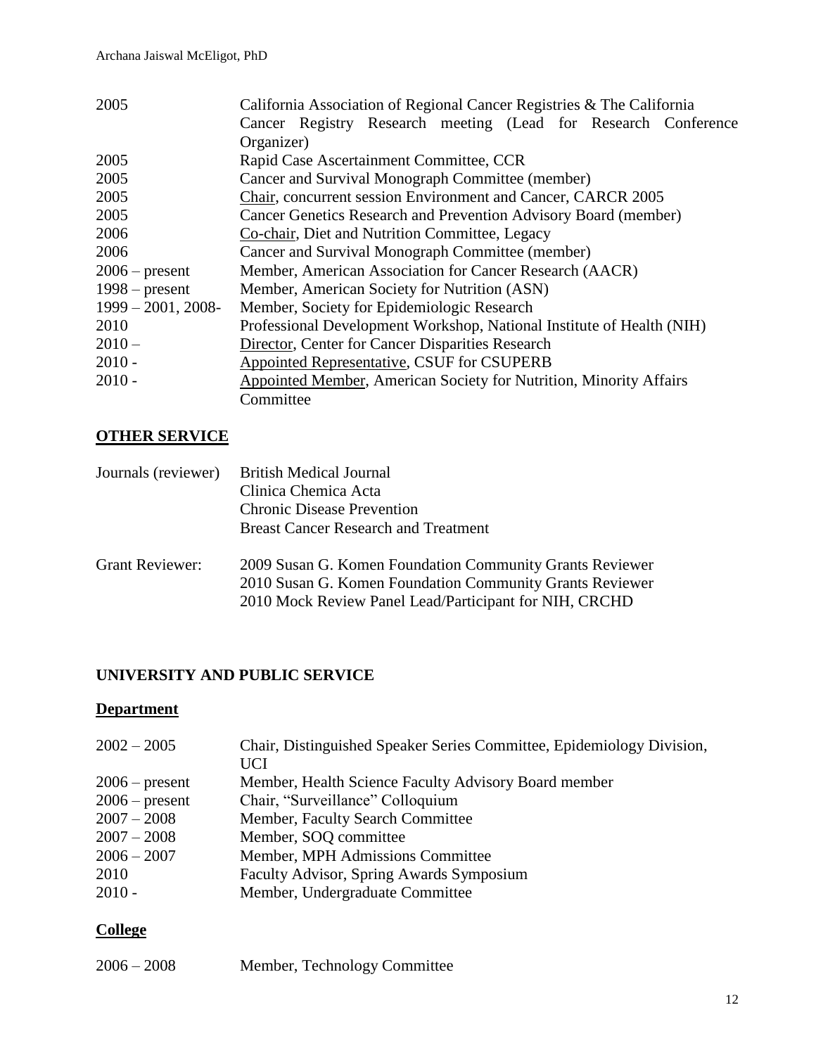| | |
|---|---|
| 2005 | California Association of Regional Cancer Registries & The California Cancer Registry Research meeting (Lead for Research Conference Organizer) |
| 2005 | Rapid Case Ascertainment Committee, CCR |
| 2005 | Cancer and Survival Monograph Committee (member) |
| 2005 | Chair, concurrent session Environment and Cancer, CARCR 2005 |
| 2005 | Cancer Genetics Research and Prevention Advisory Board (member) |
| 2006 | Co-chair, Diet and Nutrition Committee, Legacy |
| 2006 | Cancer and Survival Monograph Committee (member) |
| 2006 – present | Member, American Association for Cancer Research (AACR) |
| 1998 – present | Member, American Society for Nutrition (ASN) |
| 1999 – 2001, 2008- | Member, Society for Epidemiologic Research |
| 2010 | Professional Development Workshop, National Institute of Health (NIH) |
| 2010 – | Director, Center for Cancer Disparities Research |
| 2010 - | Appointed Representative, CSUF for CSUPERB |
| 2010 - | Appointed Member, American Society for Nutrition, Minority Affairs Committee |

## OTHER SERVICE

| | |
|---|---|
| Journals (reviewer) | British Medical Journal<br>Clinica Chemica Acta<br>Chronic Disease Prevention<br>Breast Cancer Research and Treatment |
| Grant Reviewer: | 2009 Susan G. Komen Foundation Community Grants Reviewer<br>2010 Susan G. Komen Foundation Community Grants Reviewer<br>2010 Mock Review Panel Lead/Participant for NIH, CRCHD |

## UNIVERSITY AND PUBLIC SERVICE

### Department

| | |
|---|---|
| 2002 – 2005 | Chair, Distinguished Speaker Series Committee, Epidemiology Division, UCI |
| 2006 – present | Member, Health Science Faculty Advisory Board member |
| 2006 – present | Chair, "Surveillance" Colloquium |
| 2007 – 2008 | Member, Faculty Search Committee |
| 2007 – 2008 | Member, SOQ committee |
| 2006 – 2007 | Member, MPH Admissions Committee |
| 2010 | Faculty Advisor, Spring Awards Symposium |
| 2010 - | Member, Undergraduate Committee |

### College

| | |
|---|---|
| 2006 – 2008 | Member, Technology Committee |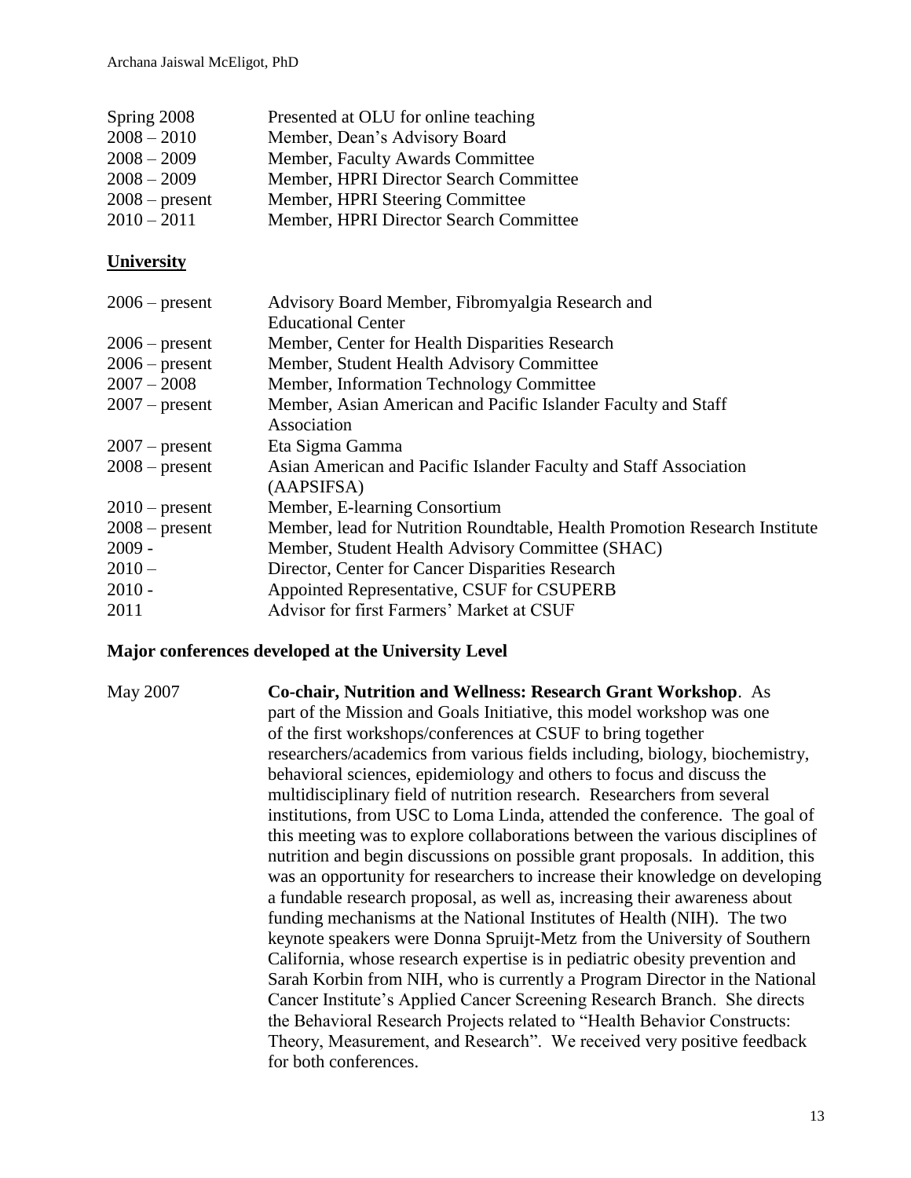| | |
|---|---|
| Spring 2008 | Presented at OLU for online teaching |
| 2008 – 2010 | Member, Dean's Advisory Board |
| 2008 – 2009 | Member, Faculty Awards Committee |
| 2008 – 2009 | Member, HPRI Director Search Committee |
| 2008 – present | Member, HPRI Steering Committee |
| 2010 – 2011 | Member, HPRI Director Search Committee |

## University

| | |
|---|---|
| 2006 – present | Advisory Board Member, Fibromyalgia Research and Educational Center |
| 2006 – present | Member, Center for Health Disparities Research |
| 2006 – present | Member, Student Health Advisory Committee |
| 2007 – 2008 | Member, Information Technology Committee |
| 2007 – present | Member, Asian American and Pacific Islander Faculty and Staff Association |
| 2007 – present | Eta Sigma Gamma |
| 2008 – present | Asian American and Pacific Islander Faculty and Staff Association (AAPSIFSA) |
| 2010 – present | Member, E-learning Consortium |
| 2008 – present | Member, lead for Nutrition Roundtable, Health Promotion Research Institute |
| 2009 - | Member, Student Health Advisory Committee (SHAC) |
| 2010 – | Director, Center for Cancer Disparities Research |
| 2010 - | Appointed Representative, CSUF for CSUPERB |
| 2011 | Advisor for first Farmers' Market at CSUF |

## Major conferences developed at the University Level

May 2007 **Co-chair, Nutrition and Wellness: Research Grant Workshop**. As part of the Mission and Goals Initiative, this model workshop was one of the first workshops/conferences at CSUF to bring together researchers/academics from various fields including, biology, biochemistry, behavioral sciences, epidemiology and others to focus and discuss the multidisciplinary field of nutrition research. Researchers from several institutions, from USC to Loma Linda, attended the conference. The goal of this meeting was to explore collaborations between the various disciplines of nutrition and begin discussions on possible grant proposals. In addition, this was an opportunity for researchers to increase their knowledge on developing a fundable research proposal, as well as, increasing their awareness about funding mechanisms at the National Institutes of Health (NIH). The two keynote speakers were Donna Spruijt-Metz from the University of Southern California, whose research expertise is in pediatric obesity prevention and Sarah Korbin from NIH, who is currently a Program Director in the National Cancer Institute's Applied Cancer Screening Research Branch. She directs the Behavioral Research Projects related to "Health Behavior Constructs: Theory, Measurement, and Research". We received very positive feedback for both conferences.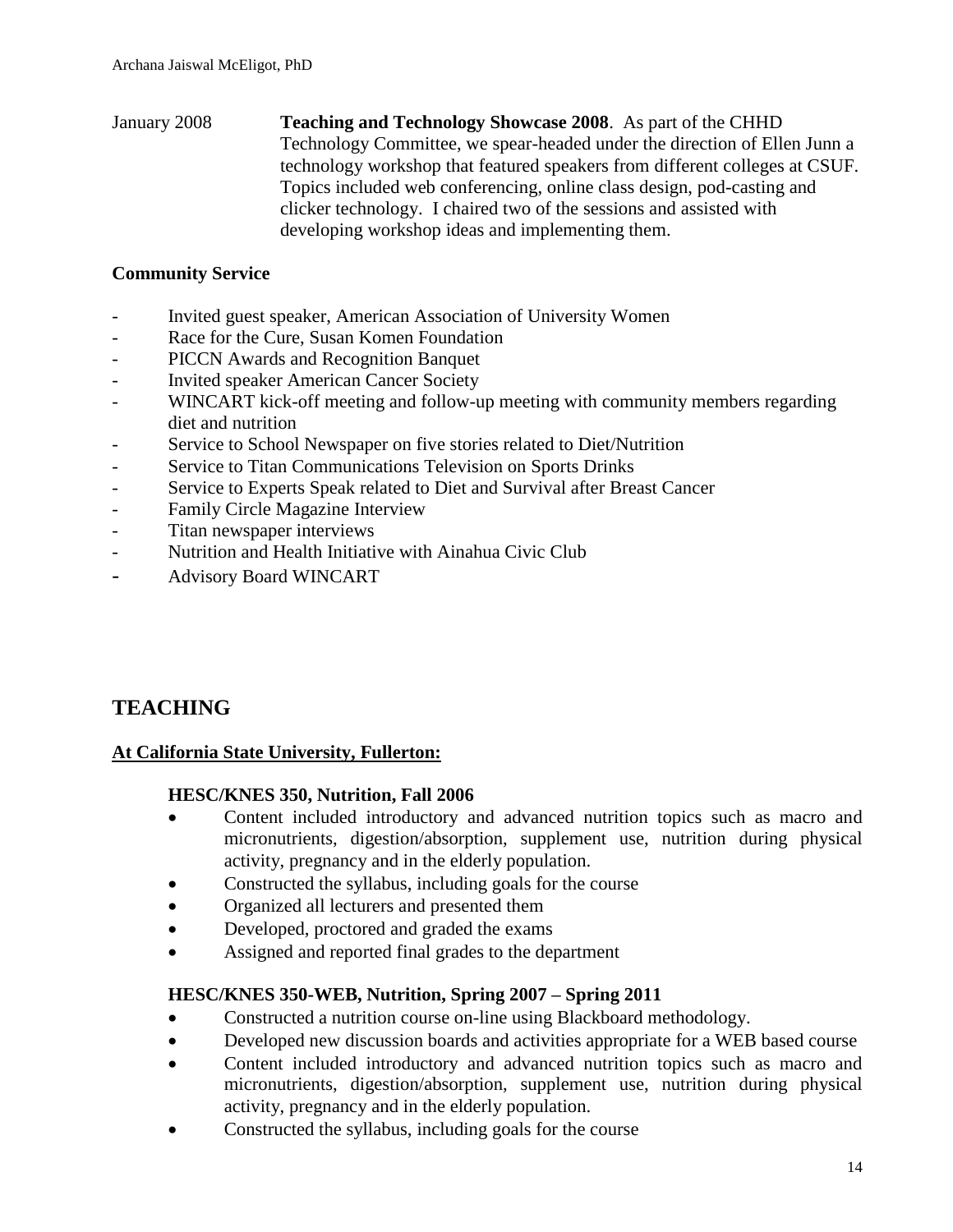January 2008 **Teaching and Technology Showcase 2008**. As part of the CHHD Technology Committee, we spear-headed under the direction of Ellen Junn a technology workshop that featured speakers from different colleges at CSUF. Topics included web conferencing, online class design, pod-casting and clicker technology. I chaired two of the sessions and assisted with developing workshop ideas and implementing them.

**Community Service**

- Invited guest speaker, American Association of University Women
- Race for the Cure, Susan Komen Foundation
- PICCN Awards and Recognition Banquet
- Invited speaker American Cancer Society
- WINCART kick-off meeting and follow-up meeting with community members regarding diet and nutrition
- Service to School Newspaper on five stories related to Diet/Nutrition
- Service to Titan Communications Television on Sports Drinks
- Service to Experts Speak related to Diet and Survival after Breast Cancer
- Family Circle Magazine Interview
- Titan newspaper interviews
- Nutrition and Health Initiative with Ainahua Civic Club
- Advisory Board WINCART

## TEACHING

**At California State University, Fullerton:**

**HESC/KNES 350, Nutrition, Fall 2006**

- Content included introductory and advanced nutrition topics such as macro and micronutrients, digestion/absorption, supplement use, nutrition during physical activity, pregnancy and in the elderly population.
- Constructed the syllabus, including goals for the course
- Organized all lecturers and presented them
- Developed, proctored and graded the exams
- Assigned and reported final grades to the department

**HESC/KNES 350-WEB, Nutrition, Spring 2007 – Spring 2011**

- Constructed a nutrition course on-line using Blackboard methodology.
- Developed new discussion boards and activities appropriate for a WEB based course
- Content included introductory and advanced nutrition topics such as macro and micronutrients, digestion/absorption, supplement use, nutrition during physical activity, pregnancy and in the elderly population.
- Constructed the syllabus, including goals for the course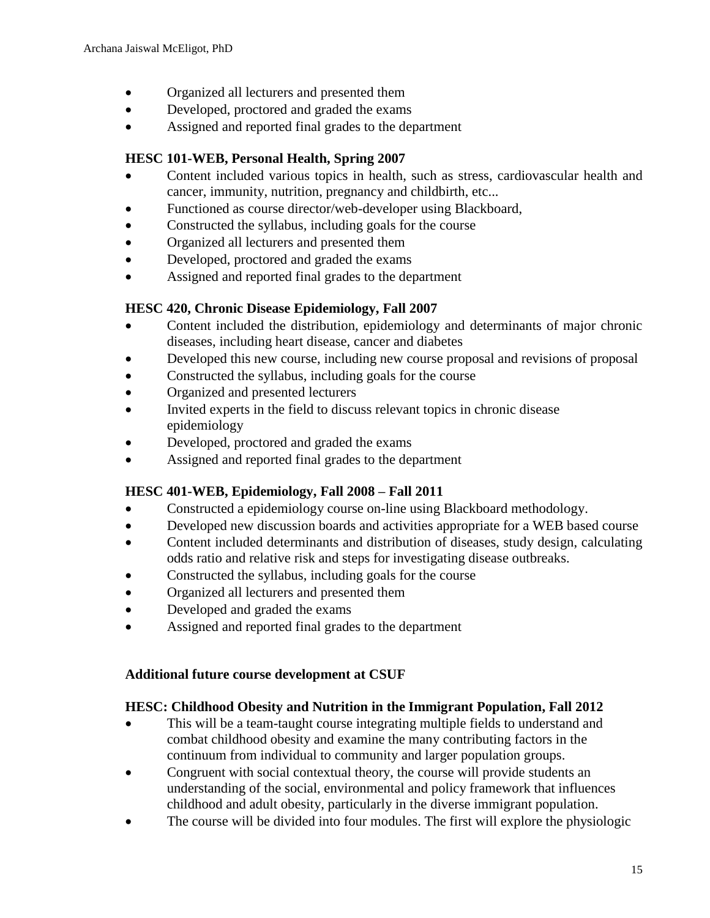- Organized all lecturers and presented them
- Developed, proctored and graded the exams
- Assigned and reported final grades to the department

**HESC 101-WEB, Personal Health, Spring 2007**

- Content included various topics in health, such as stress, cardiovascular health and cancer, immunity, nutrition, pregnancy and childbirth, etc...
- Functioned as course director/web-developer using Blackboard,
- Constructed the syllabus, including goals for the course
- Organized all lecturers and presented them
- Developed, proctored and graded the exams
- Assigned and reported final grades to the department

**HESC 420, Chronic Disease Epidemiology, Fall 2007**

- Content included the distribution, epidemiology and determinants of major chronic diseases, including heart disease, cancer and diabetes
- Developed this new course, including new course proposal and revisions of proposal
- Constructed the syllabus, including goals for the course
- Organized and presented lecturers
- Invited experts in the field to discuss relevant topics in chronic disease epidemiology
- Developed, proctored and graded the exams
- Assigned and reported final grades to the department

**HESC 401-WEB, Epidemiology, Fall 2008 – Fall 2011**

- Constructed a epidemiology course on-line using Blackboard methodology.
- Developed new discussion boards and activities appropriate for a WEB based course
- Content included determinants and distribution of diseases, study design, calculating odds ratio and relative risk and steps for investigating disease outbreaks.
- Constructed the syllabus, including goals for the course
- Organized all lecturers and presented them
- Developed and graded the exams
- Assigned and reported final grades to the department

**Additional future course development at CSUF**

**HESC: Childhood Obesity and Nutrition in the Immigrant Population, Fall 2012**

- This will be a team-taught course integrating multiple fields to understand and combat childhood obesity and examine the many contributing factors in the continuum from individual to community and larger population groups.
- Congruent with social contextual theory, the course will provide students an understanding of the social, environmental and policy framework that influences childhood and adult obesity, particularly in the diverse immigrant population.
- The course will be divided into four modules. The first will explore the physiologic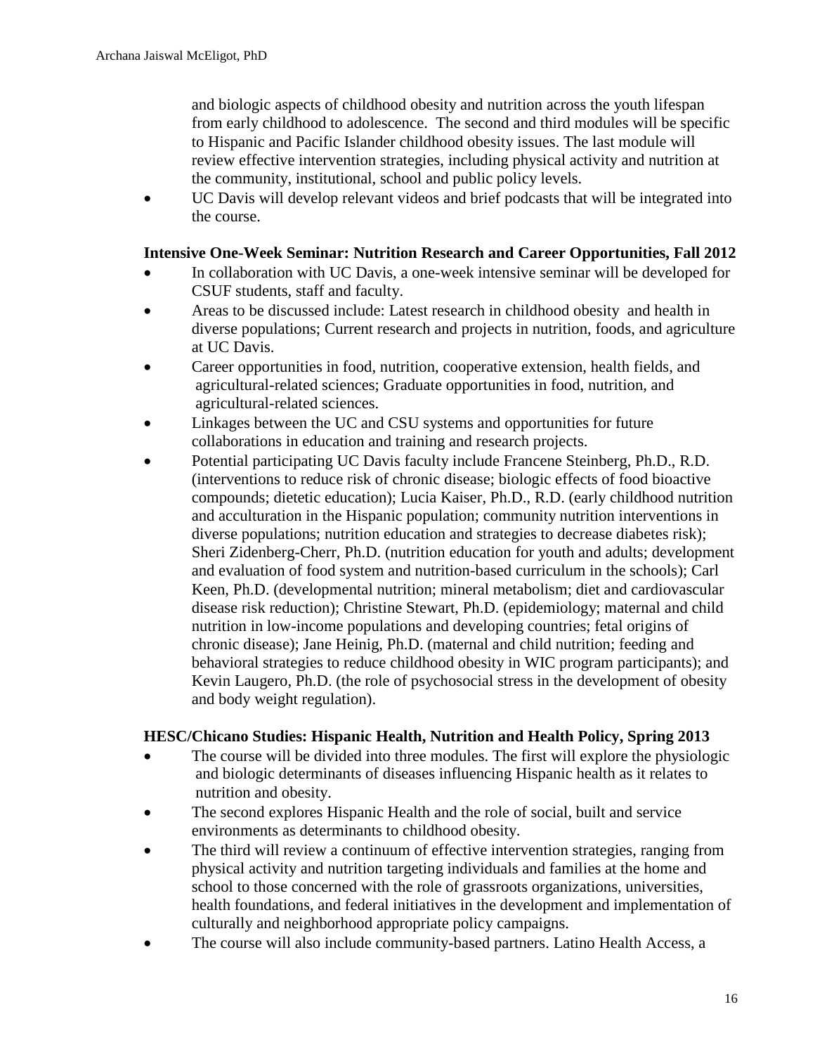and biologic aspects of childhood obesity and nutrition across the youth lifespan from early childhood to adolescence. The second and third modules will be specific to Hispanic and Pacific Islander childhood obesity issues. The last module will review effective intervention strategies, including physical activity and nutrition at the community, institutional, school and public policy levels.

- UC Davis will develop relevant videos and brief podcasts that will be integrated into the course.

**Intensive One-Week Seminar: Nutrition Research and Career Opportunities, Fall 2012**

- In collaboration with UC Davis, a one-week intensive seminar will be developed for CSUF students, staff and faculty.
- Areas to be discussed include: Latest research in childhood obesity and health in diverse populations; Current research and projects in nutrition, foods, and agriculture at UC Davis.
- Career opportunities in food, nutrition, cooperative extension, health fields, and agricultural-related sciences; Graduate opportunities in food, nutrition, and agricultural-related sciences.
- Linkages between the UC and CSU systems and opportunities for future collaborations in education and training and research projects.
- Potential participating UC Davis faculty include Francene Steinberg, Ph.D., R.D. (interventions to reduce risk of chronic disease; biologic effects of food bioactive compounds; dietetic education); Lucia Kaiser, Ph.D., R.D. (early childhood nutrition and acculturation in the Hispanic population; community nutrition interventions in diverse populations; nutrition education and strategies to decrease diabetes risk); Sheri Zidenberg-Cherr, Ph.D. (nutrition education for youth and adults; development and evaluation of food system and nutrition-based curriculum in the schools); Carl Keen, Ph.D. (developmental nutrition; mineral metabolism; diet and cardiovascular disease risk reduction); Christine Stewart, Ph.D. (epidemiology; maternal and child nutrition in low-income populations and developing countries; fetal origins of chronic disease); Jane Heinig, Ph.D. (maternal and child nutrition; feeding and behavioral strategies to reduce childhood obesity in WIC program participants); and Kevin Laugero, Ph.D. (the role of psychosocial stress in the development of obesity and body weight regulation).

**HESC/Chicano Studies: Hispanic Health, Nutrition and Health Policy, Spring 2013**

- The course will be divided into three modules. The first will explore the physiologic and biologic determinants of diseases influencing Hispanic health as it relates to nutrition and obesity.
- The second explores Hispanic Health and the role of social, built and service environments as determinants to childhood obesity.
- The third will review a continuum of effective intervention strategies, ranging from physical activity and nutrition targeting individuals and families at the home and school to those concerned with the role of grassroots organizations, universities, health foundations, and federal initiatives in the development and implementation of culturally and neighborhood appropriate policy campaigns.
- The course will also include community-based partners. Latino Health Access, a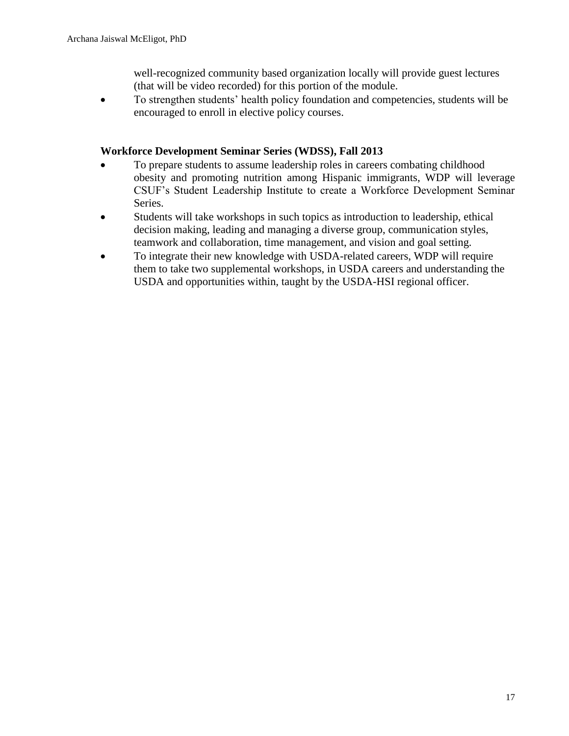well-recognized community based organization locally will provide guest lectures (that will be video recorded) for this portion of the module.

- To strengthen students' health policy foundation and competencies, students will be encouraged to enroll in elective policy courses.

**Workforce Development Seminar Series (WDSS), Fall 2013**

- To prepare students to assume leadership roles in careers combating childhood obesity and promoting nutrition among Hispanic immigrants, WDP will leverage CSUF's Student Leadership Institute to create a Workforce Development Seminar Series.
- Students will take workshops in such topics as introduction to leadership, ethical decision making, leading and managing a diverse group, communication styles, teamwork and collaboration, time management, and vision and goal setting.
- To integrate their new knowledge with USDA-related careers, WDP will require them to take two supplemental workshops, in USDA careers and understanding the USDA and opportunities within, taught by the USDA-HSI regional officer.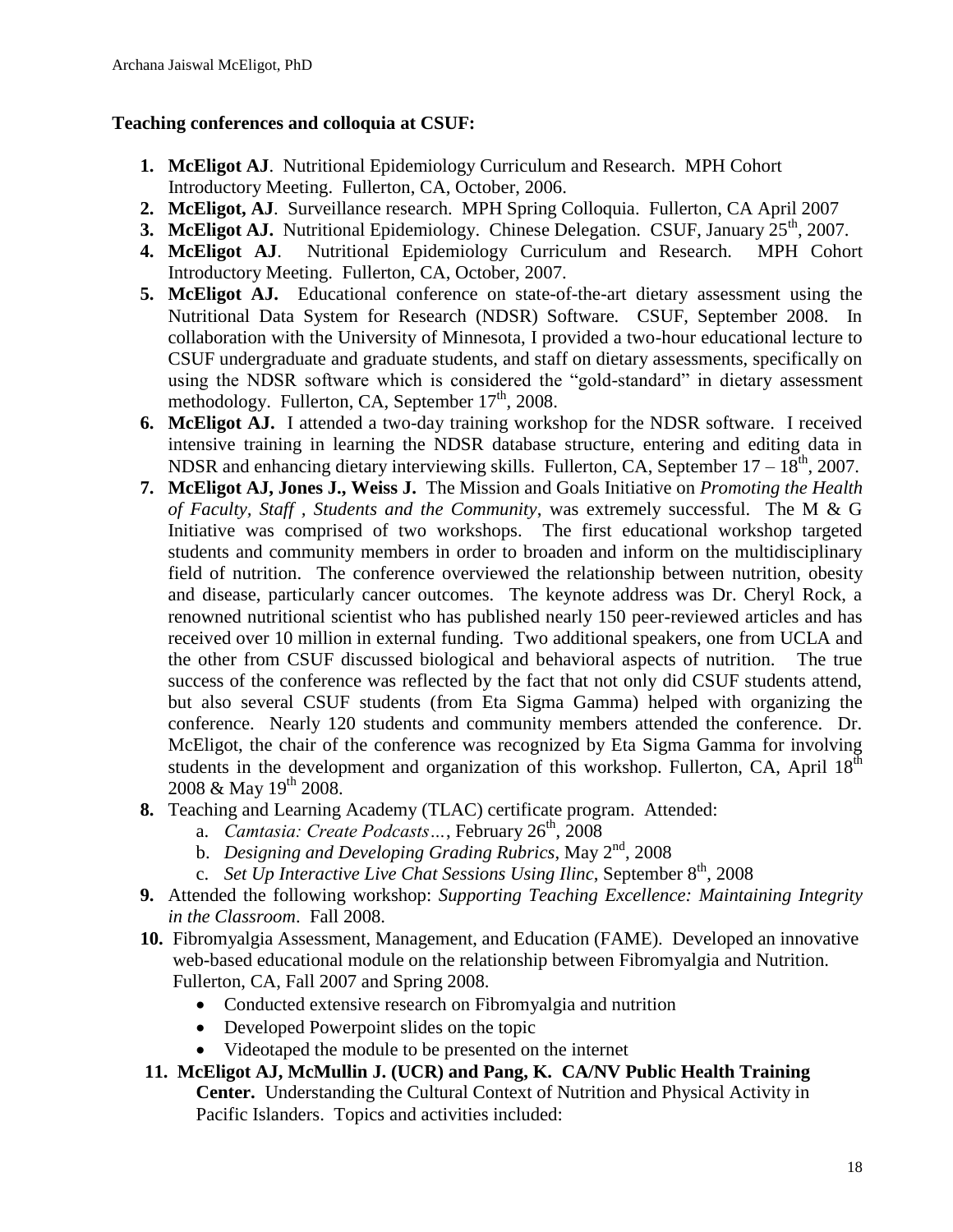**Teaching conferences and colloquia at CSUF:**

1. **McEligot AJ**. Nutritional Epidemiology Curriculum and Research. MPH Cohort Introductory Meeting. Fullerton, CA, October, 2006.
2. **McEligot, AJ**. Surveillance research. MPH Spring Colloquia. Fullerton, CA April 2007
3. **McEligot AJ.** Nutritional Epidemiology. Chinese Delegation. CSUF, January 25th, 2007.
4. **McEligot AJ**. Nutritional Epidemiology Curriculum and Research. MPH Cohort Introductory Meeting. Fullerton, CA, October, 2007.
5. **McEligot AJ.** Educational conference on state-of-the-art dietary assessment using the Nutritional Data System for Research (NDSR) Software. CSUF, September 2008. In collaboration with the University of Minnesota, I provided a two-hour educational lecture to CSUF undergraduate and graduate students, and staff on dietary assessments, specifically on using the NDSR software which is considered the "gold-standard" in dietary assessment methodology. Fullerton, CA, September 17th, 2008.
6. **McEligot AJ.** I attended a two-day training workshop for the NDSR software. I received intensive training in learning the NDSR database structure, entering and editing data in NDSR and enhancing dietary interviewing skills. Fullerton, CA, September 17 – 18th, 2007.
7. **McEligot AJ, Jones J., Weiss J.** The Mission and Goals Initiative on *Promoting the Health of Faculty, Staff , Students and the Community*, was extremely successful. The M & G Initiative was comprised of two workshops. The first educational workshop targeted students and community members in order to broaden and inform on the multidisciplinary field of nutrition. The conference overviewed the relationship between nutrition, obesity and disease, particularly cancer outcomes. The keynote address was Dr. Cheryl Rock, a renowned nutritional scientist who has published nearly 150 peer-reviewed articles and has received over 10 million in external funding. Two additional speakers, one from UCLA and the other from CSUF discussed biological and behavioral aspects of nutrition. The true success of the conference was reflected by the fact that not only did CSUF students attend, but also several CSUF students (from Eta Sigma Gamma) helped with organizing the conference. Nearly 120 students and community members attended the conference. Dr. McEligot, the chair of the conference was recognized by Eta Sigma Gamma for involving students in the development and organization of this workshop. Fullerton, CA, April 18th 2008 & May 19th 2008.
8. Teaching and Learning Academy (TLAC) certificate program. Attended:
   a. *Camtasia: Create Podcasts…*, February 26th, 2008
   b. *Designing and Developing Grading Rubrics*, May 2nd, 2008
   c. *Set Up Interactive Live Chat Sessions Using Ilinc*, September 8th, 2008
9. Attended the following workshop: *Supporting Teaching Excellence: Maintaining Integrity in the Classroom*. Fall 2008.
10. Fibromyalgia Assessment, Management, and Education (FAME). Developed an innovative web-based educational module on the relationship between Fibromyalgia and Nutrition. Fullerton, CA, Fall 2007 and Spring 2008.
    - Conducted extensive research on Fibromyalgia and nutrition
    - Developed Powerpoint slides on the topic
    - Videotaped the module to be presented on the internet
11. **McEligot AJ, McMullin J. (UCR) and Pang, K. CA/NV Public Health Training Center.** Understanding the Cultural Context of Nutrition and Physical Activity in Pacific Islanders. Topics and activities included: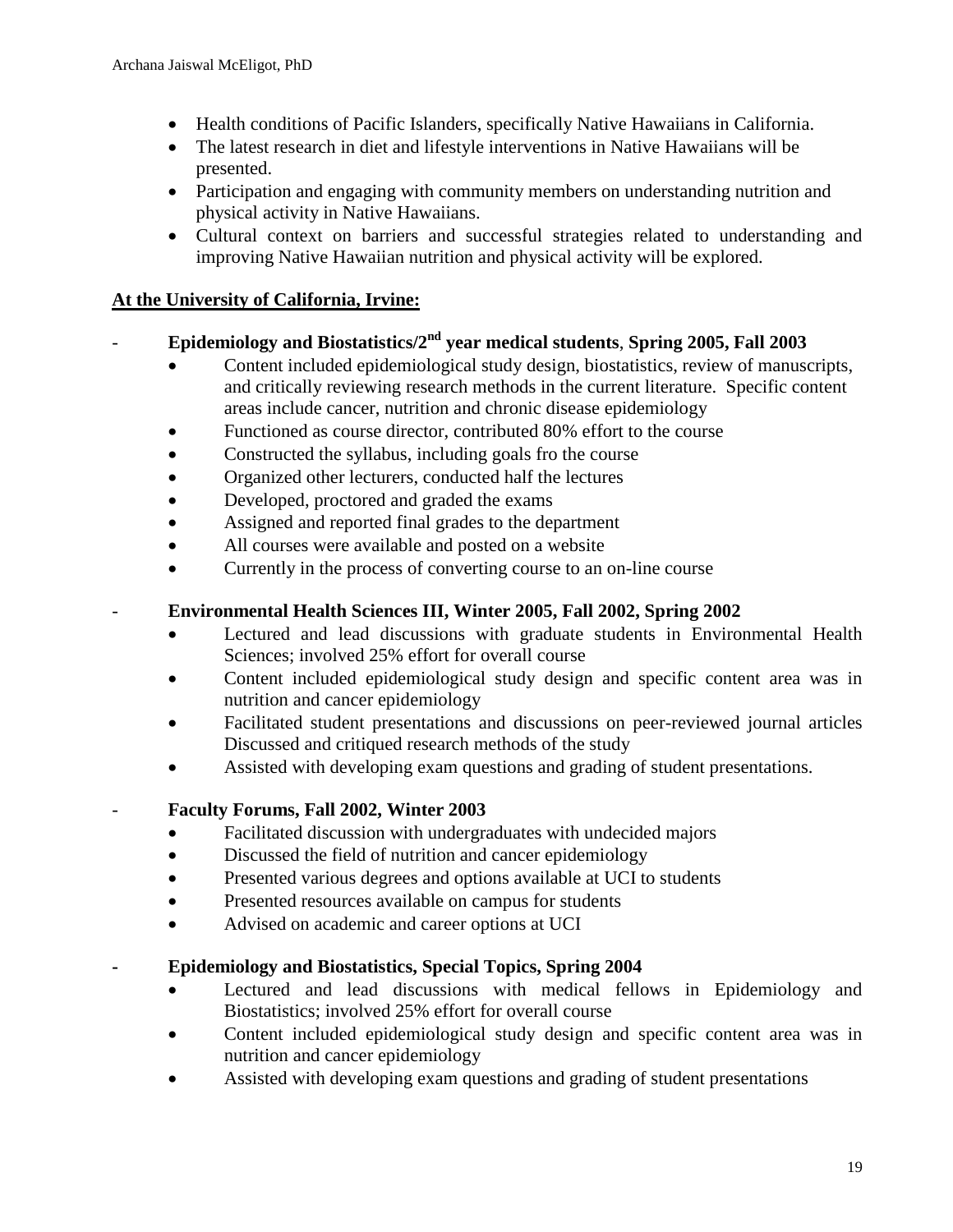- Health conditions of Pacific Islanders, specifically Native Hawaiians in California.
- The latest research in diet and lifestyle interventions in Native Hawaiians will be presented.
- Participation and engaging with community members on understanding nutrition and physical activity in Native Hawaiians.
- Cultural context on barriers and successful strategies related to understanding and improving Native Hawaiian nutrition and physical activity will be explored.

**At the University of California, Irvine:**

- **Epidemiology and Biostatistics/2nd year medical students**, **Spring 2005, Fall 2003**
  - Content included epidemiological study design, biostatistics, review of manuscripts, and critically reviewing research methods in the current literature. Specific content areas include cancer, nutrition and chronic disease epidemiology
  - Functioned as course director, contributed 80% effort to the course
  - Constructed the syllabus, including goals fro the course
  - Organized other lecturers, conducted half the lectures
  - Developed, proctored and graded the exams
  - Assigned and reported final grades to the department
  - All courses were available and posted on a website
  - Currently in the process of converting course to an on-line course

- **Environmental Health Sciences III, Winter 2005, Fall 2002, Spring 2002**
  - Lectured and lead discussions with graduate students in Environmental Health Sciences; involved 25% effort for overall course
  - Content included epidemiological study design and specific content area was in nutrition and cancer epidemiology
  - Facilitated student presentations and discussions on peer-reviewed journal articles Discussed and critiqued research methods of the study
  - Assisted with developing exam questions and grading of student presentations.

- **Faculty Forums, Fall 2002, Winter 2003**
  - Facilitated discussion with undergraduates with undecided majors
  - Discussed the field of nutrition and cancer epidemiology
  - Presented various degrees and options available at UCI to students
  - Presented resources available on campus for students
  - Advised on academic and career options at UCI

- **Epidemiology and Biostatistics, Special Topics, Spring 2004**
  - Lectured and lead discussions with medical fellows in Epidemiology and Biostatistics; involved 25% effort for overall course
  - Content included epidemiological study design and specific content area was in nutrition and cancer epidemiology
  - Assisted with developing exam questions and grading of student presentations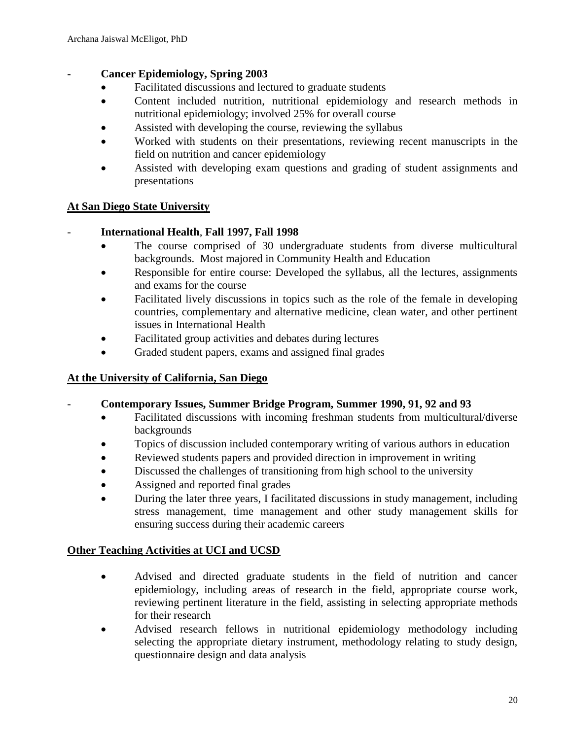- **Cancer Epidemiology, Spring 2003**
    - Facilitated discussions and lectured to graduate students
    - Content included nutrition, nutritional epidemiology and research methods in nutritional epidemiology; involved 25% for overall course
    - Assisted with developing the course, reviewing the syllabus
    - Worked with students on their presentations, reviewing recent manuscripts in the field on nutrition and cancer epidemiology
    - Assisted with developing exam questions and grading of student assignments and presentations

**<u>At San Diego State University</u>**

- **International Health**, **Fall 1997, Fall 1998**
    - The course comprised of 30 undergraduate students from diverse multicultural backgrounds. Most majored in Community Health and Education
    - Responsible for entire course: Developed the syllabus, all the lectures, assignments and exams for the course
    - Facilitated lively discussions in topics such as the role of the female in developing countries, complementary and alternative medicine, clean water, and other pertinent issues in International Health
    - Facilitated group activities and debates during lectures
    - Graded student papers, exams and assigned final grades

**<u>At the University of California, San Diego</u>**

- **Contemporary Issues, Summer Bridge Program, Summer 1990, 91, 92 and 93**
    - Facilitated discussions with incoming freshman students from multicultural/diverse backgrounds
    - Topics of discussion included contemporary writing of various authors in education
    - Reviewed students papers and provided direction in improvement in writing
    - Discussed the challenges of transitioning from high school to the university
    - Assigned and reported final grades
    - During the later three years, I facilitated discussions in study management, including stress management, time management and other study management skills for ensuring success during their academic careers

**<u>Other Teaching Activities at UCI and UCSD</u>**

- Advised and directed graduate students in the field of nutrition and cancer epidemiology, including areas of research in the field, appropriate course work, reviewing pertinent literature in the field, assisting in selecting appropriate methods for their research
- Advised research fellows in nutritional epidemiology methodology including selecting the appropriate dietary instrument, methodology relating to study design, questionnaire design and data analysis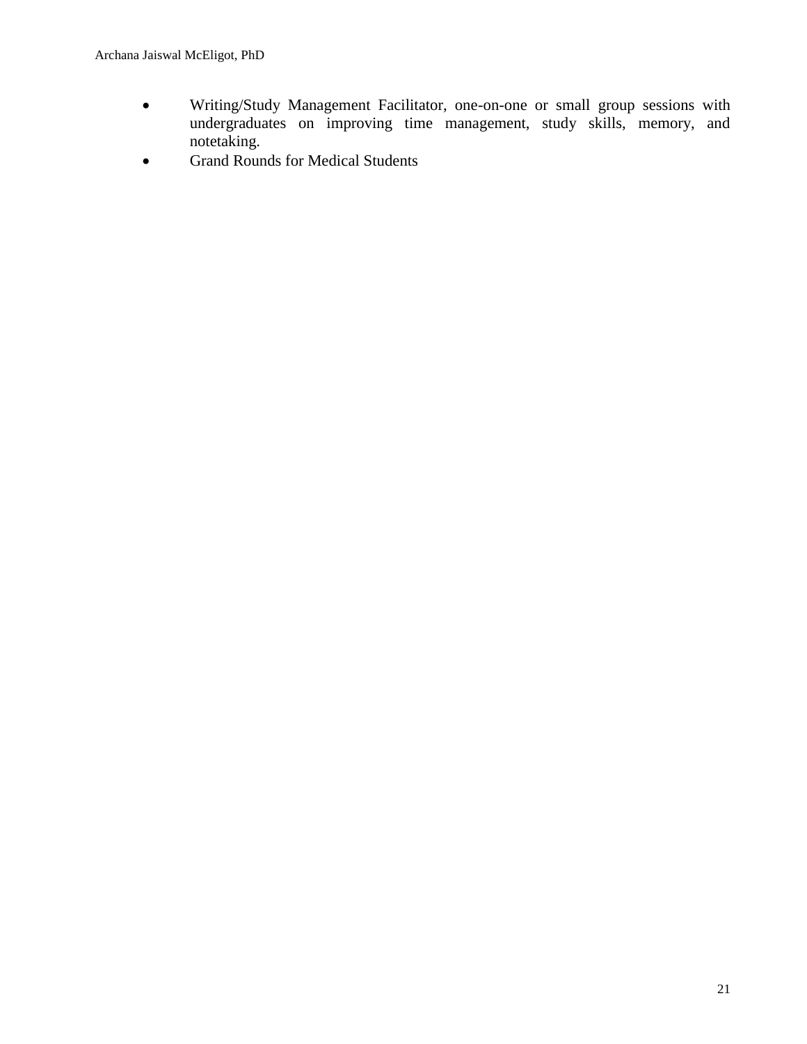- Writing/Study Management Facilitator, one-on-one or small group sessions with undergraduates on improving time management, study skills, memory, and notetaking.
- Grand Rounds for Medical Students